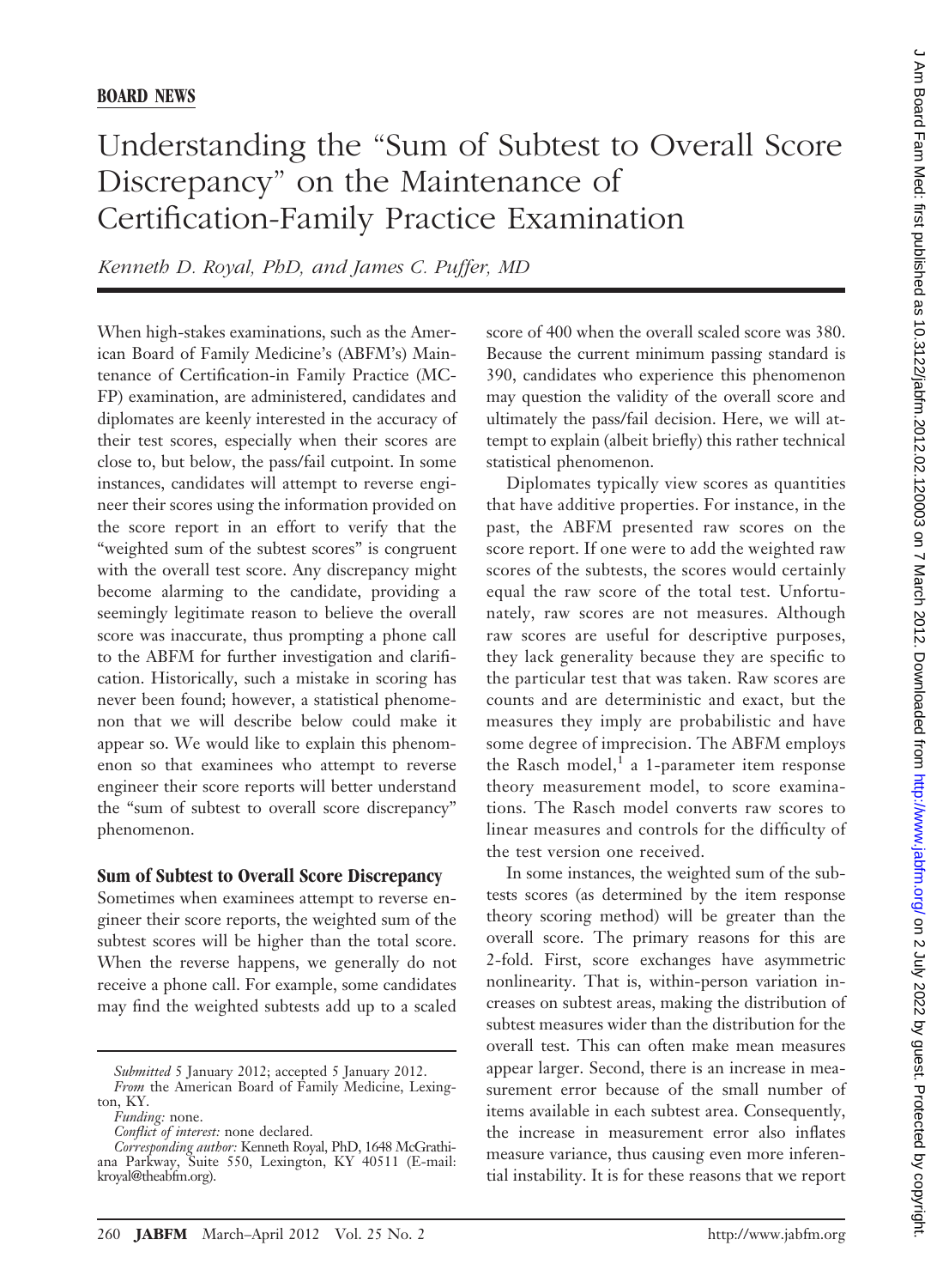**BOARD NEWS**

# Understanding the "Sum of Subtest to Overall Score Discrepancy" on the Maintenance of Certification-Family Practice Examination

*Kenneth D. Royal, PhD, and James C. Puffer, MD*

When high-stakes examinations, such as the American Board of Family Medicine's (ABFM's) Maintenance of Certification-in Family Practice (MC-FP) examination, are administered, candidates and diplomates are keenly interested in the accuracy of their test scores, especially when their scores are close to, but below, the pass/fail cutpoint. In some instances, candidates will attempt to reverse engineer their scores using the information provided on the score report in an effort to verify that the "weighted sum of the subtest scores" is congruent with the overall test score. Any discrepancy might become alarming to the candidate, providing a seemingly legitimate reason to believe the overall score was inaccurate, thus prompting a phone call to the ABFM for further investigation and clarification. Historically, such a mistake in scoring has never been found; however, a statistical phenomenon that we will describe below could make it appear so. We would like to explain this phenomenon so that examinees who attempt to reverse engineer their score reports will better understand the "sum of subtest to overall score discrepancy" phenomenon.

## Sum of Subtest to Overall Score Discrepancy

Sometimes when examinees attempt to reverse engineer their score reports, the weighted sum of the subtest scores will be higher than the total score. When the reverse happens, we generally do not receive a phone call. For example, some candidates may find the weighted subtests add up to a scaled score of 400 when the overall scaled score was 380. Because the current minimum passing standard is 390, candidates who experience this phenomenon may question the validity of the overall score and ultimately the pass/fail decision. Here, we will attempt to explain (albeit briefly) this rather technical statistical phenomenon.

Diplomates typically view scores as quantities that have additive properties. For instance, in the past, the ABFM presented raw scores on the score report. If one were to add the weighted raw scores of the subtests, the scores would certainly equal the raw score of the total test. Unfortunately, raw scores are not measures. Although raw scores are useful for descriptive purposes, they lack generality because they are specific to the particular test that was taken. Raw scores are counts and are deterministic and exact, but the measures they imply are probabilistic and have some degree of imprecision. The ABFM employs the Rasch model,[1] a 1-parameter item response theory measurement model, to score examinations. The Rasch model converts raw scores to linear measures and controls for the difficulty of the test version one received.

In some instances, the weighted sum of the subtests scores (as determined by the item response theory scoring method) will be greater than the overall score. The primary reasons for this are 2-fold. First, score exchanges have asymmetric nonlinearity. That is, within-person variation increases on subtest areas, making the distribution of subtest measures wider than the distribution for the overall test. This can often make mean measures appear larger. Second, there is an increase in measurement error because of the small number of items available in each subtest area. Consequently, the increase in measurement error also inflates measure variance, thus causing even more inferential instability. It is for these reasons that we report

---

*Submitted* 5 January 2012; accepted 5 January 2012.

*From* the American Board of Family Medicine, Lexington, KY.

*Funding:* none.

*Conflict of interest:* none declared.

*Corresponding author:* Kenneth Royal, PhD, 1648 McGrathiana Parkway, Suite 550, Lexington, KY 40511 (E-mail: kroyal@theabfm.org).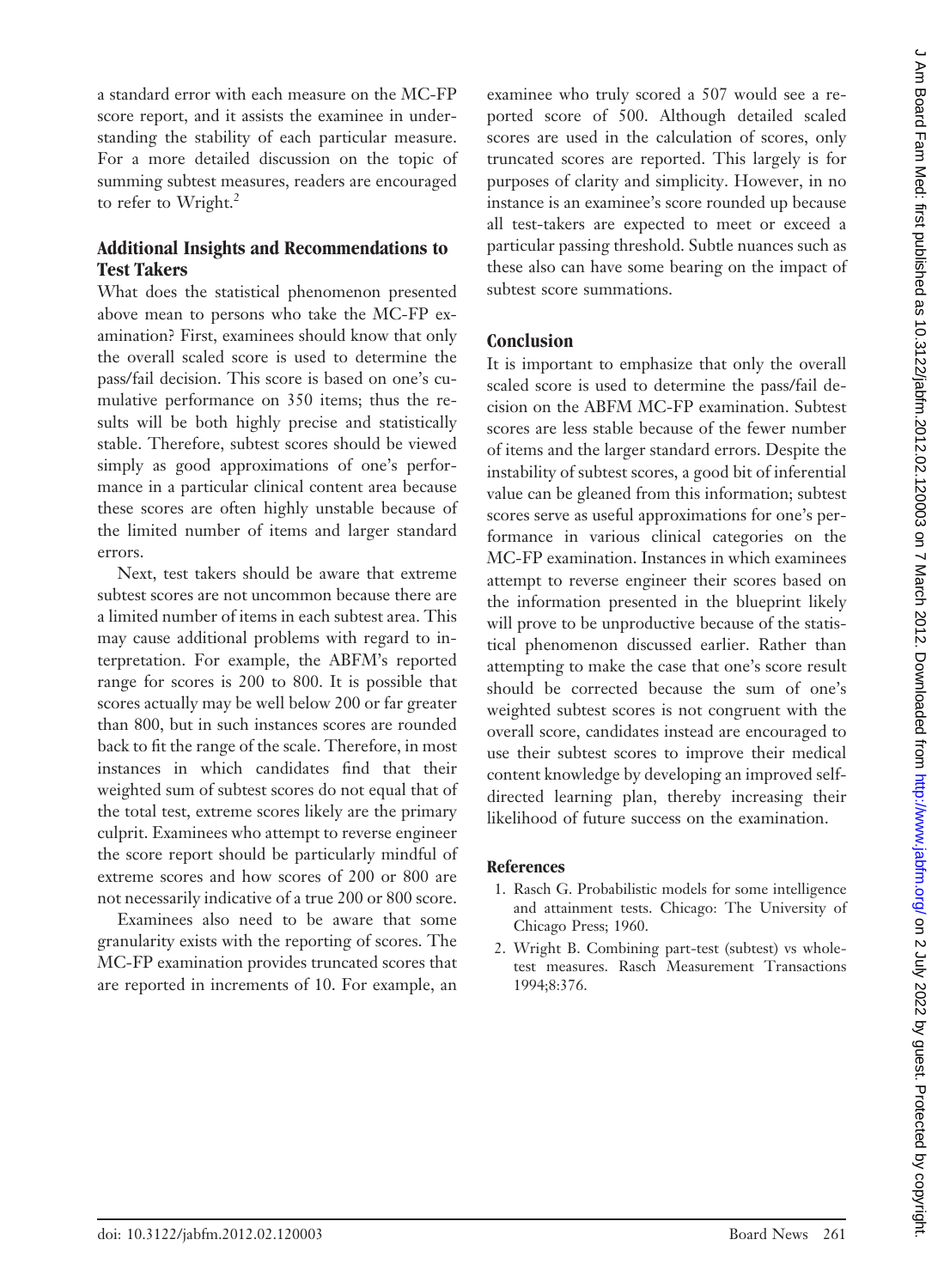a standard error with each measure on the MC-FP score report, and it assists the examinee in understanding the stability of each particular measure. For a more detailed discussion on the topic of summing subtest measures, readers are encouraged to refer to Wright.[2]

## Additional Insights and Recommendations to Test Takers

What does the statistical phenomenon presented above mean to persons who take the MC-FP examination? First, examinees should know that only the overall scaled score is used to determine the pass/fail decision. This score is based on one's cumulative performance on 350 items; thus the results will be both highly precise and statistically stable. Therefore, subtest scores should be viewed simply as good approximations of one's performance in a particular clinical content area because these scores are often highly unstable because of the limited number of items and larger standard errors.

Next, test takers should be aware that extreme subtest scores are not uncommon because there are a limited number of items in each subtest area. This may cause additional problems with regard to interpretation. For example, the ABFM's reported range for scores is 200 to 800. It is possible that scores actually may be well below 200 or far greater than 800, but in such instances scores are rounded back to fit the range of the scale. Therefore, in most instances in which candidates find that their weighted sum of subtest scores do not equal that of the total test, extreme scores likely are the primary culprit. Examinees who attempt to reverse engineer the score report should be particularly mindful of extreme scores and how scores of 200 or 800 are not necessarily indicative of a true 200 or 800 score.

Examinees also need to be aware that some granularity exists with the reporting of scores. The MC-FP examination provides truncated scores that are reported in increments of 10. For example, an examinee who truly scored a 507 would see a reported score of 500. Although detailed scaled scores are used in the calculation of scores, only truncated scores are reported. This largely is for purposes of clarity and simplicity. However, in no instance is an examinee's score rounded up because all test-takers are expected to meet or exceed a particular passing threshold. Subtle nuances such as these also can have some bearing on the impact of subtest score summations.

## Conclusion

It is important to emphasize that only the overall scaled score is used to determine the pass/fail decision on the ABFM MC-FP examination. Subtest scores are less stable because of the fewer number of items and the larger standard errors. Despite the instability of subtest scores, a good bit of inferential value can be gleaned from this information; subtest scores serve as useful approximations for one's performance in various clinical categories on the MC-FP examination. Instances in which examinees attempt to reverse engineer their scores based on the information presented in the blueprint likely will prove to be unproductive because of the statistical phenomenon discussed earlier. Rather than attempting to make the case that one's score result should be corrected because the sum of one's weighted subtest scores is not congruent with the overall score, candidates instead are encouraged to use their subtest scores to improve their medical content knowledge by developing an improved self-directed learning plan, thereby increasing their likelihood of future success on the examination.

## References

1. Rasch G. Probabilistic models for some intelligence and attainment tests. Chicago: The University of Chicago Press; 1960.
2. Wright B. Combining part-test (subtest) vs whole-test measures. Rasch Measurement Transactions 1994;8:376.